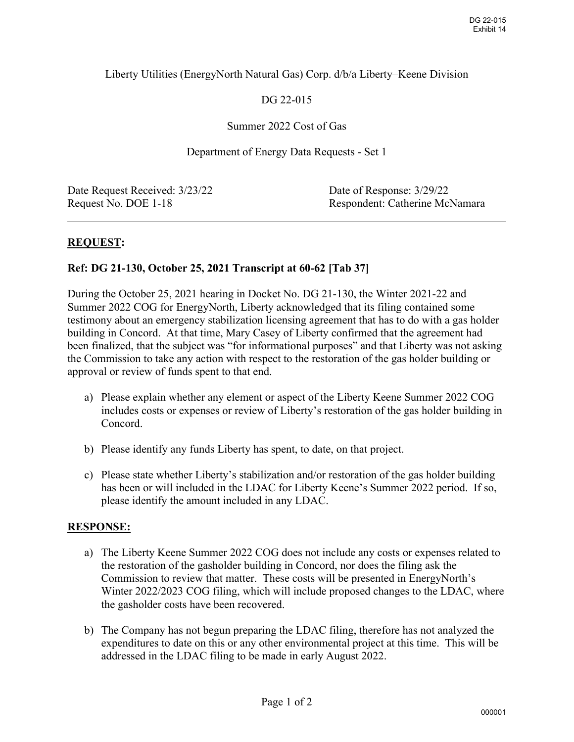Liberty Utilities (EnergyNorth Natural Gas) Corp. d/b/a Liberty–Keene Division

DG 22-015

Summer 2022 Cost of Gas

Department of Energy Data Requests - Set 1

Date Request Received: 3/23/22
Date of Response: 3/29/22
Request No. DOE 1-18
Respondent: Catherine McNamara

---

## REQUEST:

**Ref: DG 21-130, October 25, 2021 Transcript at 60-62 [Tab 37]**

During the October 25, 2021 hearing in Docket No. DG 21-130, the Winter 2021-22 and Summer 2022 COG for EnergyNorth, Liberty acknowledged that its filing contained some testimony about an emergency stabilization licensing agreement that has to do with a gas holder building in Concord. At that time, Mary Casey of Liberty confirmed that the agreement had been finalized, that the subject was "for informational purposes" and that Liberty was not asking the Commission to take any action with respect to the restoration of the gas holder building or approval or review of funds spent to that end.

a) Please explain whether any element or aspect of the Liberty Keene Summer 2022 COG includes costs or expenses or review of Liberty's restoration of the gas holder building in Concord.

b) Please identify any funds Liberty has spent, to date, on that project.

c) Please state whether Liberty's stabilization and/or restoration of the gas holder building has been or will included in the LDAC for Liberty Keene's Summer 2022 period. If so, please identify the amount included in any LDAC.

## RESPONSE:

a) The Liberty Keene Summer 2022 COG does not include any costs or expenses related to the restoration of the gasholder building in Concord, nor does the filing ask the Commission to review that matter. These costs will be presented in EnergyNorth's Winter 2022/2023 COG filing, which will include proposed changes to the LDAC, where the gasholder costs have been recovered.

b) The Company has not begun preparing the LDAC filing, therefore has not analyzed the expenditures to date on this or any other environmental project at this time. This will be addressed in the LDAC filing to be made in early August 2022.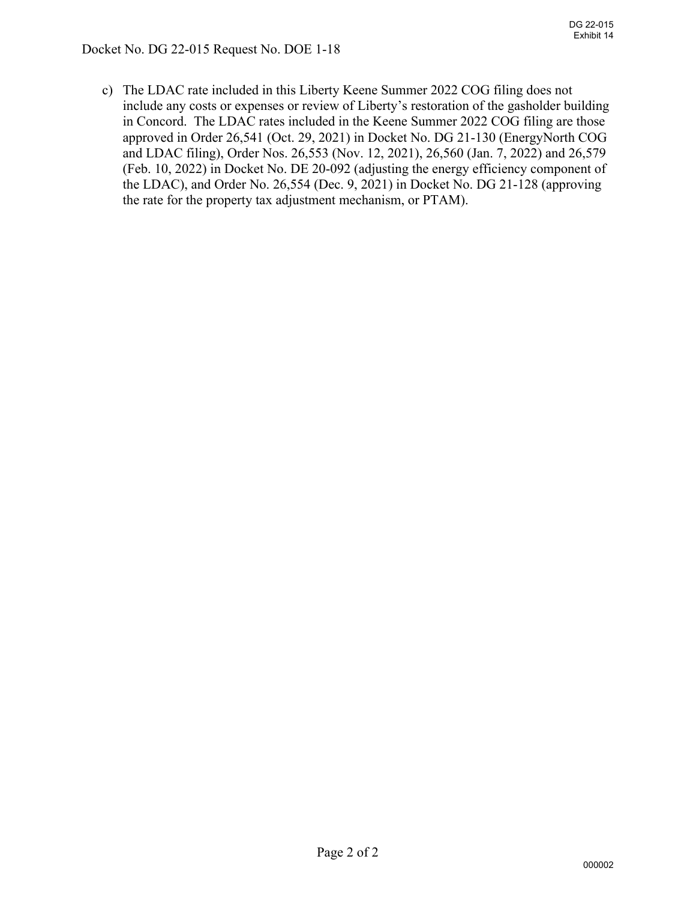Docket No. DG 22-015 Request No. DOE 1-18

c) The LDAC rate included in this Liberty Keene Summer 2022 COG filing does not include any costs or expenses or review of Liberty's restoration of the gasholder building in Concord. The LDAC rates included in the Keene Summer 2022 COG filing are those approved in Order 26,541 (Oct. 29, 2021) in Docket No. DG 21-130 (EnergyNorth COG and LDAC filing), Order Nos. 26,553 (Nov. 12, 2021), 26,560 (Jan. 7, 2022) and 26,579 (Feb. 10, 2022) in Docket No. DE 20-092 (adjusting the energy efficiency component of the LDAC), and Order No. 26,554 (Dec. 9, 2021) in Docket No. DG 21-128 (approving the rate for the property tax adjustment mechanism, or PTAM).